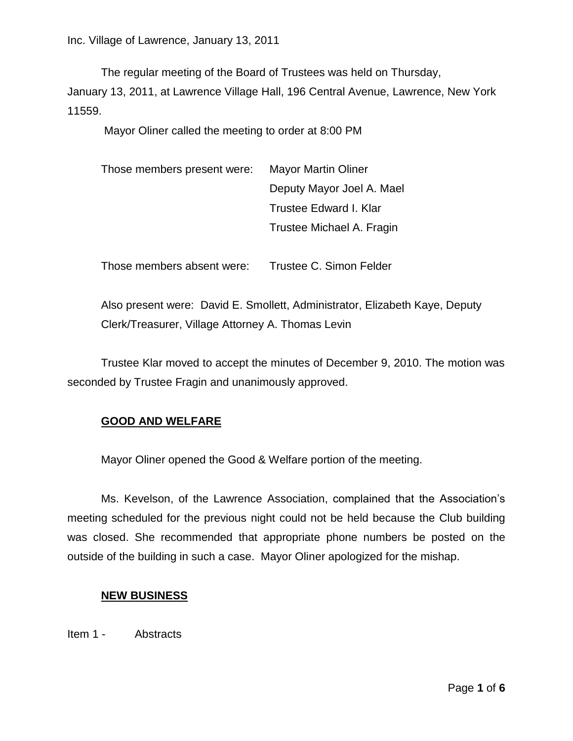Inc. Village of Lawrence, January 13, 2011

The regular meeting of the Board of Trustees was held on Thursday, January 13, 2011, at Lawrence Village Hall, 196 Central Avenue, Lawrence, New York 11559.

Mayor Oliner called the meeting to order at 8:00 PM

| Those members present were: | Mayor Martin Oliner |
| --- | --- |
| | Deputy Mayor Joel A. Mael |
| | Trustee Edward I. Klar |
| | Trustee Michael A. Fragin |

Those members absent were: Trustee C. Simon Felder

Also present were: David E. Smollett, Administrator, Elizabeth Kaye, Deputy Clerk/Treasurer, Village Attorney A. Thomas Levin

Trustee Klar moved to accept the minutes of December 9, 2010. The motion was seconded by Trustee Fragin and unanimously approved.

## GOOD AND WELFARE

Mayor Oliner opened the Good & Welfare portion of the meeting.

Ms. Kevelson, of the Lawrence Association, complained that the Association's meeting scheduled for the previous night could not be held because the Club building was closed. She recommended that appropriate phone numbers be posted on the outside of the building in such a case. Mayor Oliner apologized for the mishap.

## NEW BUSINESS

Item 1 - Abstracts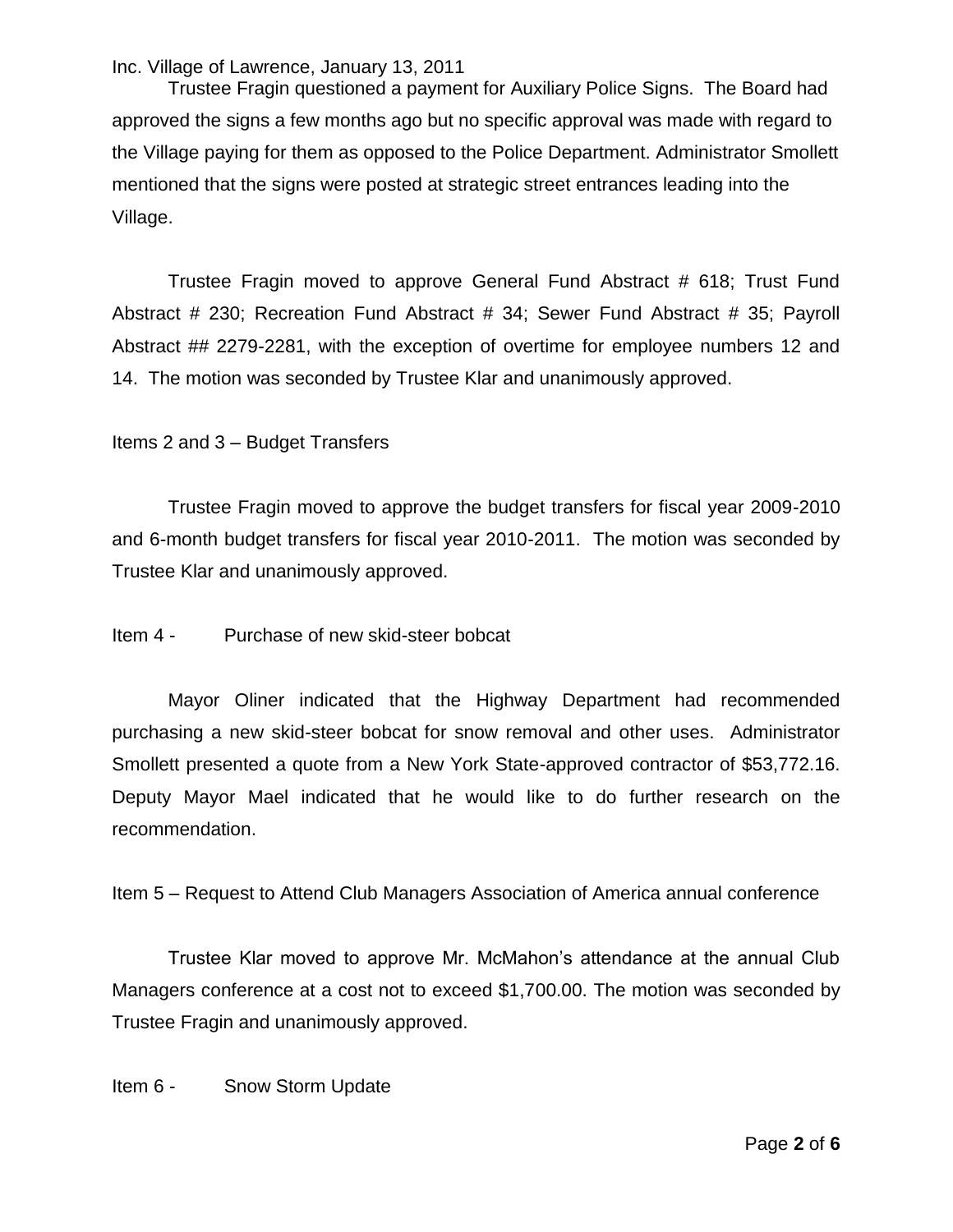Trustee Fragin questioned a payment for Auxiliary Police Signs. The Board had approved the signs a few months ago but no specific approval was made with regard to the Village paying for them as opposed to the Police Department. Administrator Smollett mentioned that the signs were posted at strategic street entrances leading into the Village.

Trustee Fragin moved to approve General Fund Abstract # 618; Trust Fund Abstract # 230; Recreation Fund Abstract # 34; Sewer Fund Abstract # 35; Payroll Abstract ## 2279-2281, with the exception of overtime for employee numbers 12 and 14. The motion was seconded by Trustee Klar and unanimously approved.

Items 2 and 3 – Budget Transfers

Trustee Fragin moved to approve the budget transfers for fiscal year 2009-2010 and 6-month budget transfers for fiscal year 2010-2011. The motion was seconded by Trustee Klar and unanimously approved.

Item 4 - Purchase of new skid-steer bobcat

Mayor Oliner indicated that the Highway Department had recommended purchasing a new skid-steer bobcat for snow removal and other uses. Administrator Smollett presented a quote from a New York State-approved contractor of $53,772.16. Deputy Mayor Mael indicated that he would like to do further research on the recommendation.

Item 5 – Request to Attend Club Managers Association of America annual conference

Trustee Klar moved to approve Mr. McMahon's attendance at the annual Club Managers conference at a cost not to exceed $1,700.00. The motion was seconded by Trustee Fragin and unanimously approved.

Item 6 - Snow Storm Update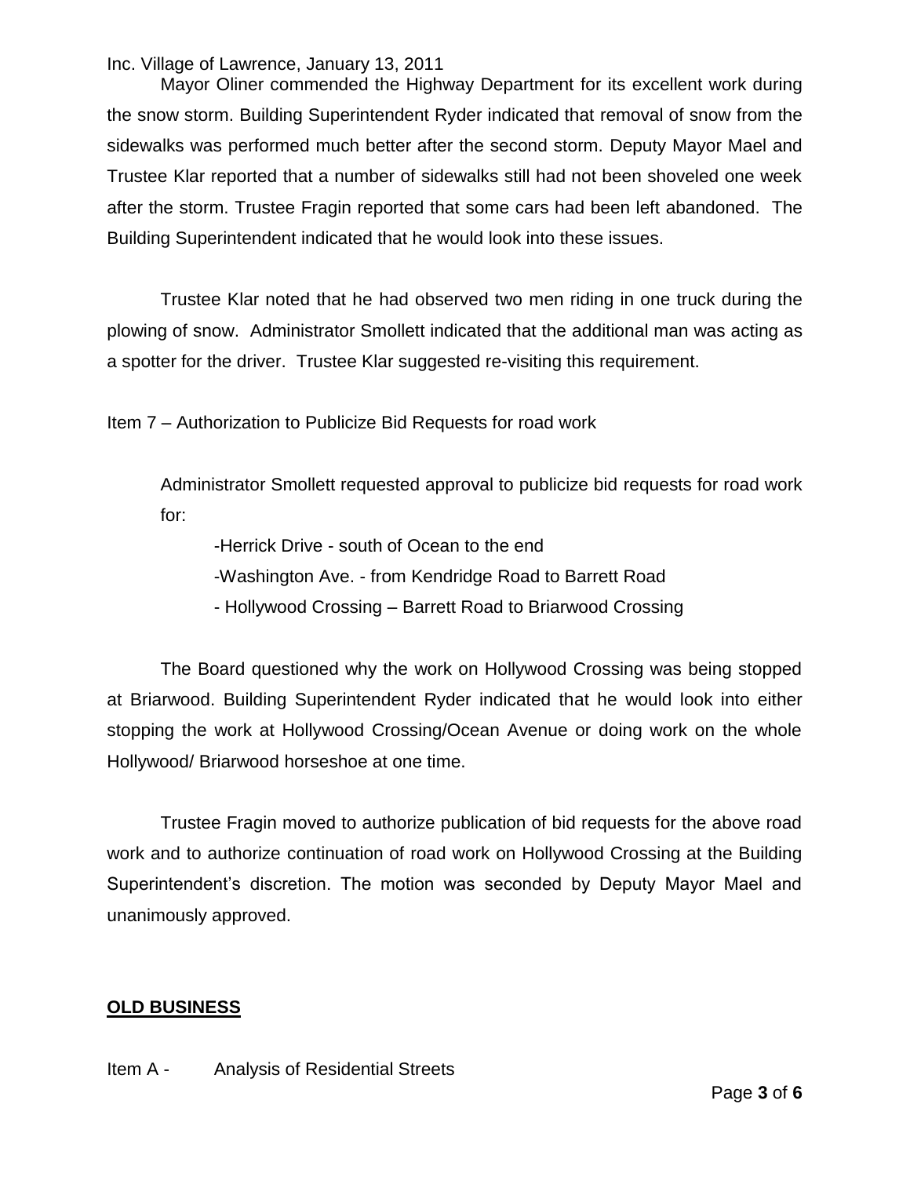Mayor Oliner commended the Highway Department for its excellent work during the snow storm. Building Superintendent Ryder indicated that removal of snow from the sidewalks was performed much better after the second storm. Deputy Mayor Mael and Trustee Klar reported that a number of sidewalks still had not been shoveled one week after the storm. Trustee Fragin reported that some cars had been left abandoned. The Building Superintendent indicated that he would look into these issues.

Trustee Klar noted that he had observed two men riding in one truck during the plowing of snow. Administrator Smollett indicated that the additional man was acting as a spotter for the driver. Trustee Klar suggested re-visiting this requirement.

Item 7 – Authorization to Publicize Bid Requests for road work

Administrator Smollett requested approval to publicize bid requests for road work for:

-Herrick Drive - south of Ocean to the end

-Washington Ave. - from Kendridge Road to Barrett Road

- Hollywood Crossing – Barrett Road to Briarwood Crossing

The Board questioned why the work on Hollywood Crossing was being stopped at Briarwood. Building Superintendent Ryder indicated that he would look into either stopping the work at Hollywood Crossing/Ocean Avenue or doing work on the whole Hollywood/ Briarwood horseshoe at one time.

Trustee Fragin moved to authorize publication of bid requests for the above road work and to authorize continuation of road work on Hollywood Crossing at the Building Superintendent's discretion. The motion was seconded by Deputy Mayor Mael and unanimously approved.

## **OLD BUSINESS**

Item A - Analysis of Residential Streets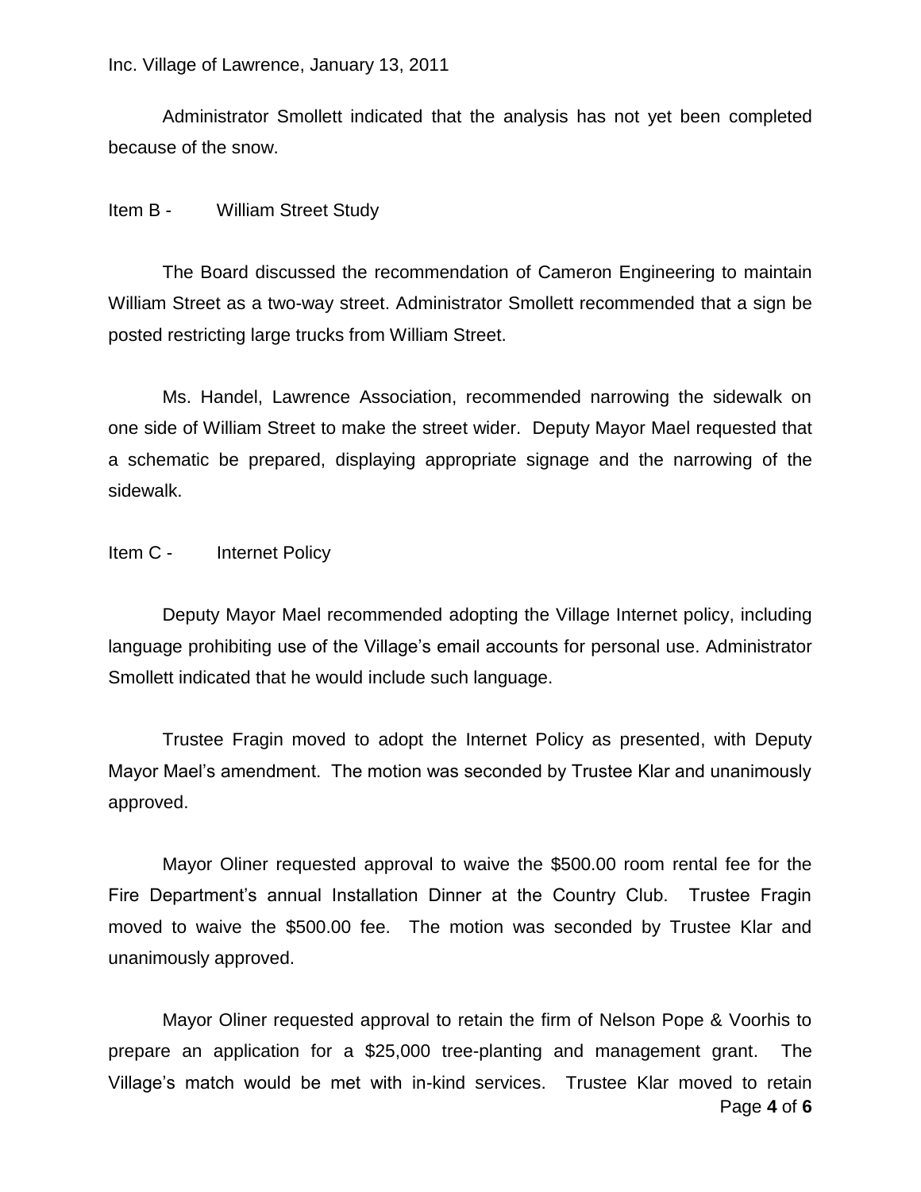Administrator Smollett indicated that the analysis has not yet been completed because of the snow.

Item B - William Street Study

The Board discussed the recommendation of Cameron Engineering to maintain William Street as a two-way street. Administrator Smollett recommended that a sign be posted restricting large trucks from William Street.

Ms. Handel, Lawrence Association, recommended narrowing the sidewalk on one side of William Street to make the street wider. Deputy Mayor Mael requested that a schematic be prepared, displaying appropriate signage and the narrowing of the sidewalk.

Item C - Internet Policy

Deputy Mayor Mael recommended adopting the Village Internet policy, including language prohibiting use of the Village's email accounts for personal use. Administrator Smollett indicated that he would include such language.

Trustee Fragin moved to adopt the Internet Policy as presented, with Deputy Mayor Mael's amendment. The motion was seconded by Trustee Klar and unanimously approved.

Mayor Oliner requested approval to waive the $500.00 room rental fee for the Fire Department's annual Installation Dinner at the Country Club. Trustee Fragin moved to waive the $500.00 fee. The motion was seconded by Trustee Klar and unanimously approved.

Mayor Oliner requested approval to retain the firm of Nelson Pope & Voorhis to prepare an application for a $25,000 tree-planting and management grant. The Village's match would be met with in-kind services. Trustee Klar moved to retain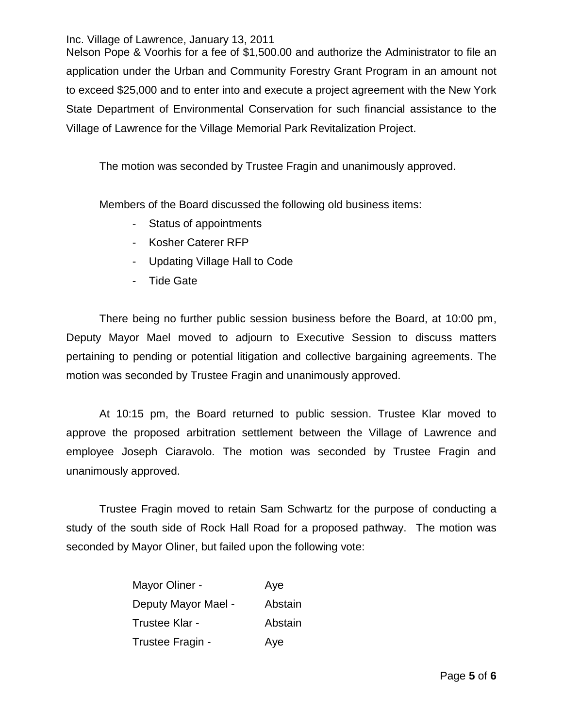Nelson Pope & Voorhis for a fee of $1,500.00 and authorize the Administrator to file an application under the Urban and Community Forestry Grant Program in an amount not to exceed $25,000 and to enter into and execute a project agreement with the New York State Department of Environmental Conservation for such financial assistance to the Village of Lawrence for the Village Memorial Park Revitalization Project.

The motion was seconded by Trustee Fragin and unanimously approved.

Members of the Board discussed the following old business items:

- Status of appointments
- Kosher Caterer RFP
- Updating Village Hall to Code
- Tide Gate

There being no further public session business before the Board, at 10:00 pm, Deputy Mayor Mael moved to adjourn to Executive Session to discuss matters pertaining to pending or potential litigation and collective bargaining agreements. The motion was seconded by Trustee Fragin and unanimously approved.

At 10:15 pm, the Board returned to public session. Trustee Klar moved to approve the proposed arbitration settlement between the Village of Lawrence and employee Joseph Ciaravolo. The motion was seconded by Trustee Fragin and unanimously approved.

Trustee Fragin moved to retain Sam Schwartz for the purpose of conducting a study of the south side of Rock Hall Road for a proposed pathway. The motion was seconded by Mayor Oliner, but failed upon the following vote:

| | |
|---|---|
| Mayor Oliner - | Aye |
| Deputy Mayor Mael - | Abstain |
| Trustee Klar - | Abstain |
| Trustee Fragin - | Aye |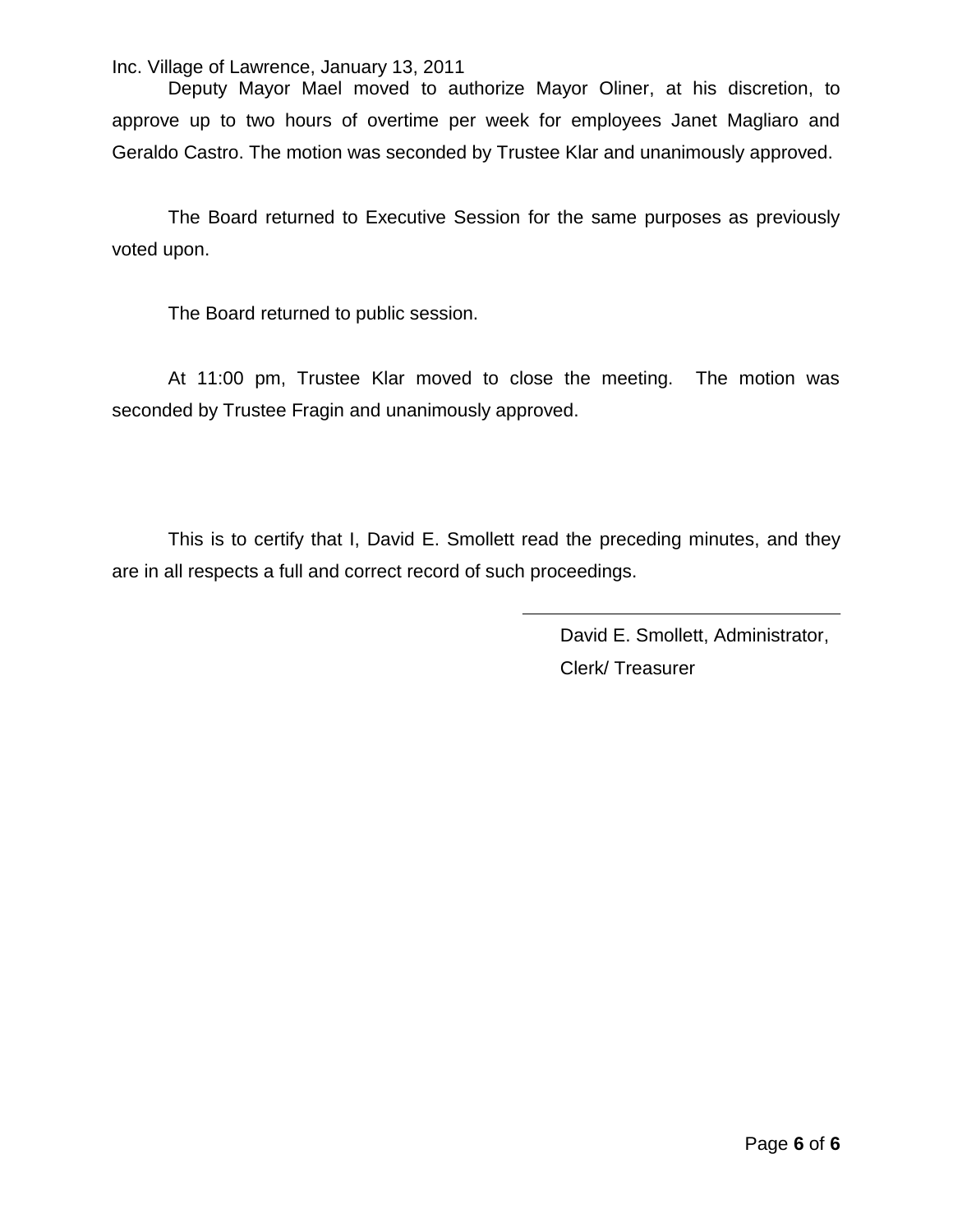Deputy Mayor Mael moved to authorize Mayor Oliner, at his discretion, to approve up to two hours of overtime per week for employees Janet Magliaro and Geraldo Castro. The motion was seconded by Trustee Klar and unanimously approved.

The Board returned to Executive Session for the same purposes as previously voted upon.

The Board returned to public session.

At 11:00 pm, Trustee Klar moved to close the meeting. The motion was seconded by Trustee Fragin and unanimously approved.

This is to certify that I, David E. Smollett read the preceding minutes, and they are in all respects a full and correct record of such proceedings.

\_\_\_\_\_\_\_\_\_\_\_\_\_\_\_\_\_\_\_\_\_\_\_\_\_\_\_\_\_\_\_\_\_\_

David E. Smollett, Administrator,
Clerk/ Treasurer